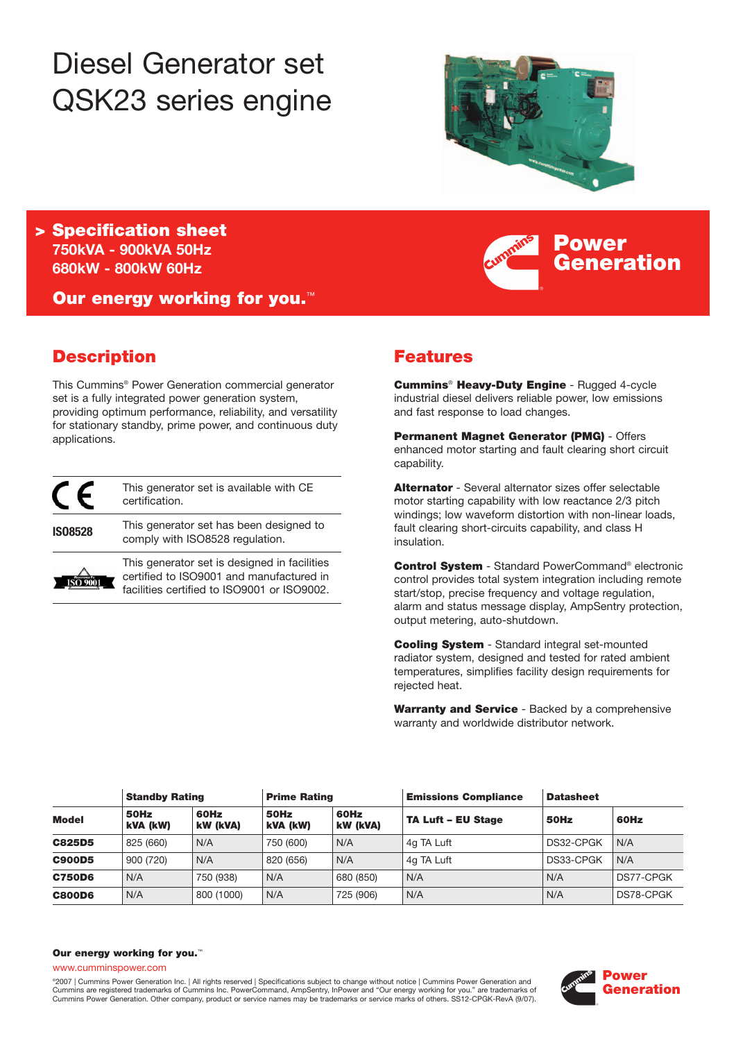# Diesel Generator set QSK23 series engine

## > Specification sheet

**750kVA - 900kVA 50Hz**
**680kW - 800kW 60Hz**

**Our energy working for you.™**

**Power Generation**

## Description

This Cummins® Power Generation commercial generator set is a fully integrated power generation system, providing optimum performance, reliability, and versatility for stationary standby, prime power, and continuous duty applications.

| | |
|---|---|
| CE | This generator set is available with CE certification. |
| **IS08528** | This generator set has been designed to comply with ISO8528 regulation. |
| ISO 9001 | This generator set is designed in facilities certified to ISO9001 and manufactured in facilities certified to ISO9001 or ISO9002. |

## Features

**Cummins® Heavy-Duty Engine** - Rugged 4-cycle industrial diesel delivers reliable power, low emissions and fast response to load changes.

**Permanent Magnet Generator (PMG)** - Offers enhanced motor starting and fault clearing short circuit capability.

**Alternator** - Several alternator sizes offer selectable motor starting capability with low reactance 2/3 pitch windings; low waveform distortion with non-linear loads, fault clearing short-circuits capability, and class H insulation.

**Control System** - Standard PowerCommand® electronic control provides total system integration including remote start/stop, precise frequency and voltage regulation, alarm and status message display, AmpSentry protection, output metering, auto-shutdown.

**Cooling System** - Standard integral set-mounted radiator system, designed and tested for rated ambient temperatures, simplifies facility design requirements for rejected heat.

**Warranty and Service** - Backed by a comprehensive warranty and worldwide distributor network.

| | Standby Rating | | Prime Rating | | Emissions Compliance | Datasheet | |
|---|---|---|---|---|---|---|---|
| **Model** | **50Hz kVA (kW)** | **60Hz kW (kVA)** | **50Hz kVA (kW)** | **60Hz kW (kVA)** | **TA Luft – EU Stage** | **50Hz** | **60Hz** |
| **C825D5** | 825 (660) | N/A | 750 (600) | N/A | 4g TA Luft | DS32-CPGK | N/A |
| **C900D5** | 900 (720) | N/A | 820 (656) | N/A | 4g TA Luft | DS33-CPGK | N/A |
| **C750D6** | N/A | 750 (938) | N/A | 680 (850) | N/A | N/A | DS77-CPGK |
| **C800D6** | N/A | 800 (1000) | N/A | 725 (906) | N/A | N/A | DS78-CPGK |

**Our energy working for you.™**

www.cumminspower.com

©2007 | Cummins Power Generation Inc. | All rights reserved | Specifications subject to change without notice | Cummins Power Generation and Cummins are registered trademarks of Cummins Inc. PowerCommand, AmpSentry, InPower and "Our energy working for you." are trademarks of Cummins Power Generation. Other company, product or service names may be trademarks or service marks of others. SS12-CPGK-RevA (9/07).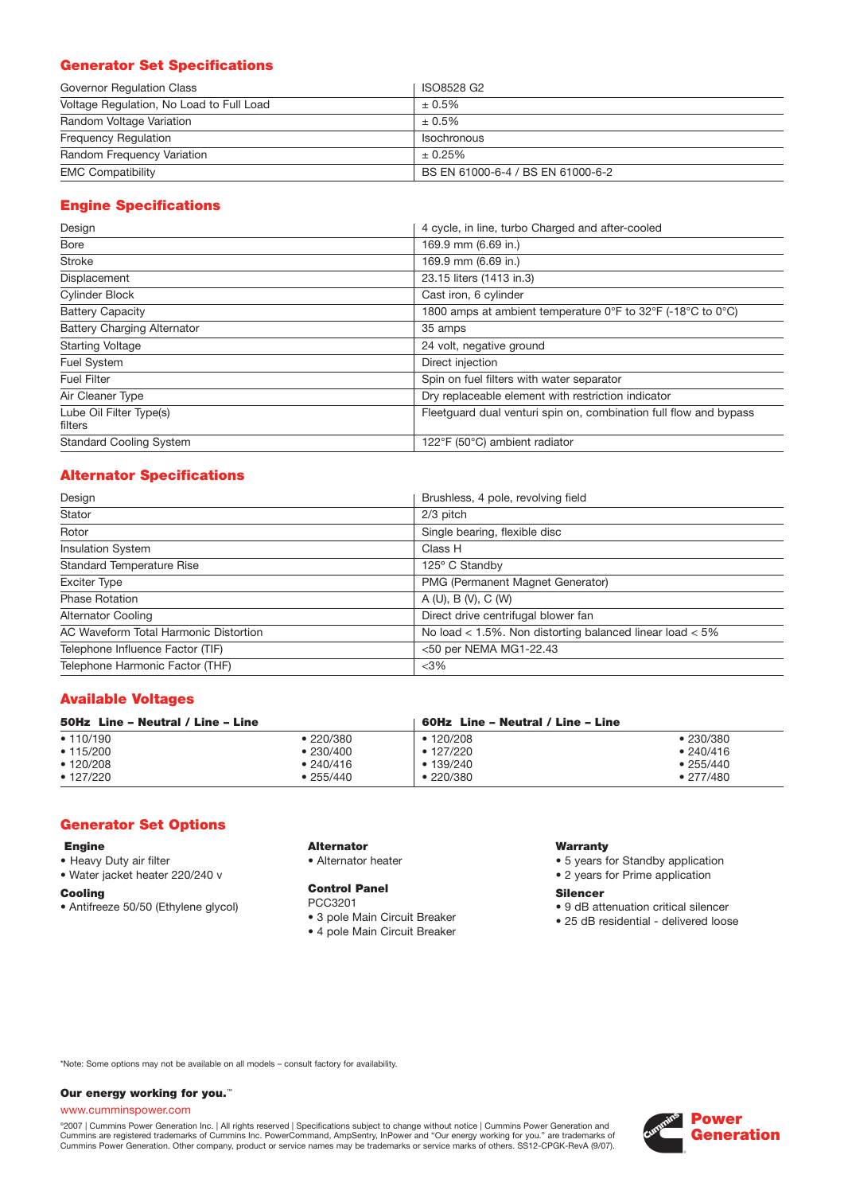## Generator Set Specifications

| | |
|---|---|
| Governor Regulation Class | ISO8528 G2 |
| Voltage Regulation, No Load to Full Load | ± 0.5% |
| Random Voltage Variation | ± 0.5% |
| Frequency Regulation | Isochronous |
| Random Frequency Variation | ± 0.25% |
| EMC Compatibility | BS EN 61000-6-4 / BS EN 61000-6-2 |

## Engine Specifications

| | |
|---|---|
| Design | 4 cycle, in line, turbo Charged and after-cooled |
| Bore | 169.9 mm (6.69 in.) |
| Stroke | 169.9 mm (6.69 in.) |
| Displacement | 23.15 liters (1413 in.3) |
| Cylinder Block | Cast iron, 6 cylinder |
| Battery Capacity | 1800 amps at ambient temperature 0°F to 32°F (-18°C to 0°C) |
| Battery Charging Alternator | 35 amps |
| Starting Voltage | 24 volt, negative ground |
| Fuel System | Direct injection |
| Fuel Filter | Spin on fuel filters with water separator |
| Air Cleaner Type | Dry replaceable element with restriction indicator |
| Lube Oil Filter Type(s) filters | Fleetguard dual venturi spin on, combination full flow and bypass |
| Standard Cooling System | 122°F (50°C) ambient radiator |

## Alternator Specifications

| | |
|---|---|
| Design | Brushless, 4 pole, revolving field |
| Stator | 2/3 pitch |
| Rotor | Single bearing, flexible disc |
| Insulation System | Class H |
| Standard Temperature Rise | 125° C Standby |
| Exciter Type | PMG (Permanent Magnet Generator) |
| Phase Rotation | A (U), B (V), C (W) |
| Alternator Cooling | Direct drive centrifugal blower fan |
| AC Waveform Total Harmonic Distortion | No load < 1.5%. Non distorting balanced linear load < 5% |
| Telephone Influence Factor (TIF) | <50 per NEMA MG1-22.43 |
| Telephone Harmonic Factor (THF) | <3% |

## Available Voltages

| 50Hz Line – Neutral / Line – Line | | 60Hz Line – Neutral / Line – Line | |
|---|---|---|---|
| • 110/190 | • 220/380 | • 120/208 | • 230/380 |
| • 115/200 | • 230/400 | • 127/220 | • 240/416 |
| • 120/208 | • 240/416 | • 139/240 | • 255/440 |
| • 127/220 | • 255/440 | • 220/380 | • 277/480 |

## Generator Set Options

**Engine**
- Heavy Duty air filter
- Water jacket heater 220/240 v

**Cooling**
- Antifreeze 50/50 (Ethylene glycol)

**Alternator**
- Alternator heater

**Control Panel**

PCC3201
- 3 pole Main Circuit Breaker
- 4 pole Main Circuit Breaker

**Warranty**
- 5 years for Standby application
- 2 years for Prime application

**Silencer**
- 9 dB attenuation critical silencer
- 25 dB residential - delivered loose

*Note: Some options may not be available on all models – consult factory for availability.

**Our energy working for you.**™

www.cumminspower.com

©2007 | Cummins Power Generation Inc. | All rights reserved | Specifications subject to change without notice | Cummins Power Generation and Cummins are registered trademarks of Cummins Inc. PowerCommand, AmpSentry, InPower and "Our energy working for you." are trademarks of Cummins Power Generation. Other company, product or service names may be trademarks or service marks of others. SS12-CPGK-RevA (9/07).

Power Generation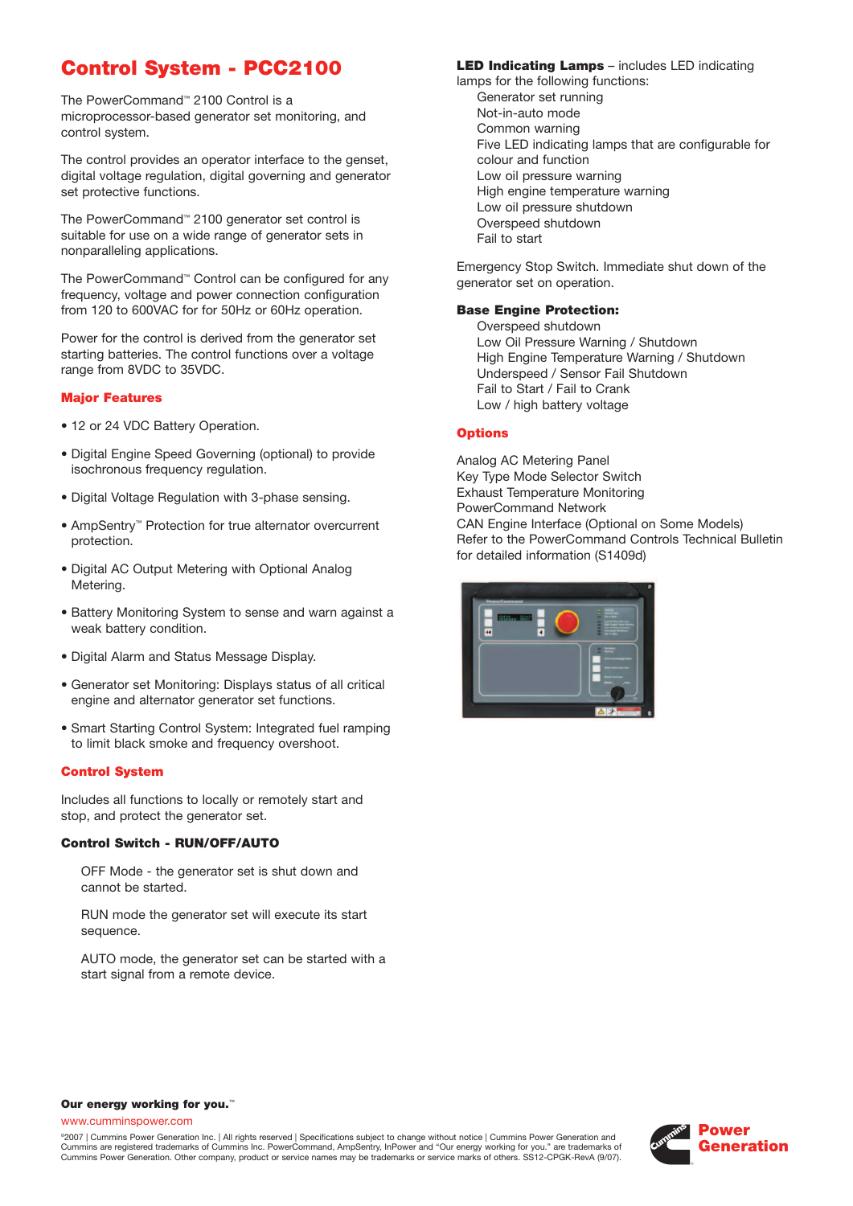# Control System - PCC2100

The PowerCommand™ 2100 Control is a microprocessor-based generator set monitoring, and control system.

The control provides an operator interface to the genset, digital voltage regulation, digital governing and generator set protective functions.

The PowerCommand™ 2100 generator set control is suitable for use on a wide range of generator sets in nonparalleling applications.

The PowerCommand™ Control can be configured for any frequency, voltage and power connection configuration from 120 to 600VAC for for 50Hz or 60Hz operation.

Power for the control is derived from the generator set starting batteries. The control functions over a voltage range from 8VDC to 35VDC.

## Major Features

- 12 or 24 VDC Battery Operation.
- Digital Engine Speed Governing (optional) to provide isochronous frequency regulation.
- Digital Voltage Regulation with 3-phase sensing.
- AmpSentry™ Protection for true alternator overcurrent protection.
- Digital AC Output Metering with Optional Analog Metering.
- Battery Monitoring System to sense and warn against a weak battery condition.
- Digital Alarm and Status Message Display.
- Generator set Monitoring: Displays status of all critical engine and alternator generator set functions.
- Smart Starting Control System: Integrated fuel ramping to limit black smoke and frequency overshoot.

## Control System

Includes all functions to locally or remotely start and stop, and protect the generator set.

**Control Switch - RUN/OFF/AUTO**

OFF Mode - the generator set is shut down and cannot be started.

RUN mode the generator set will execute its start sequence.

AUTO mode, the generator set can be started with a start signal from a remote device.

**LED Indicating Lamps** – includes LED indicating lamps for the following functions:

Generator set running
Not-in-auto mode
Common warning
Five LED indicating lamps that are configurable for colour and function
Low oil pressure warning
High engine temperature warning
Low oil pressure shutdown
Overspeed shutdown
Fail to start

Emergency Stop Switch. Immediate shut down of the generator set on operation.

**Base Engine Protection:**

Overspeed shutdown
Low Oil Pressure Warning / Shutdown
High Engine Temperature Warning / Shutdown
Underspeed / Sensor Fail Shutdown
Fail to Start / Fail to Crank
Low / high battery voltage

## Options

Analog AC Metering Panel
Key Type Mode Selector Switch
Exhaust Temperature Monitoring
PowerCommand Network
CAN Engine Interface (Optional on Some Models)
Refer to the PowerCommand Controls Technical Bulletin for detailed information (S1409d)

**Our energy working for you.™**

www.cumminspower.com

©2007 | Cummins Power Generation Inc. | All rights reserved | Specifications subject to change without notice | Cummins Power Generation and Cummins are registered trademarks of Cummins Inc. PowerCommand, AmpSentry, InPower and "Our energy working for you." are trademarks of Cummins Power Generation. Other company, product or service names may be trademarks or service marks of others. SS12-CPGK-RevA (9/07).

Power Generation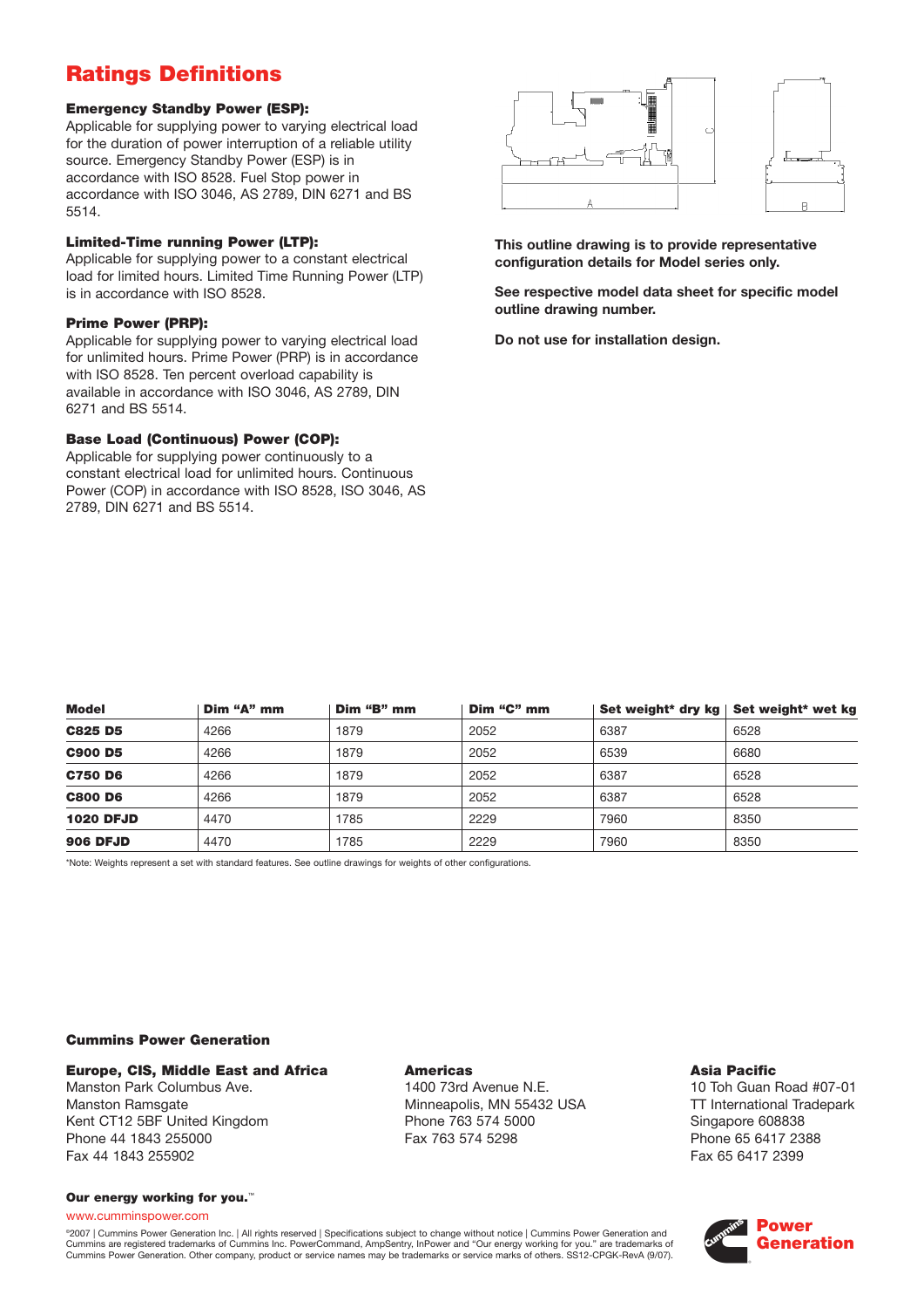## Ratings Definitions

**Emergency Standby Power (ESP):**
Applicable for supplying power to varying electrical load for the duration of power interruption of a reliable utility source. Emergency Standby Power (ESP) is in accordance with ISO 8528. Fuel Stop power in accordance with ISO 3046, AS 2789, DIN 6271 and BS 5514.

**Limited-Time running Power (LTP):**
Applicable for supplying power to a constant electrical load for limited hours. Limited Time Running Power (LTP) is in accordance with ISO 8528.

**Prime Power (PRP):**
Applicable for supplying power to varying electrical load for unlimited hours. Prime Power (PRP) is in accordance with ISO 8528. Ten percent overload capability is available in accordance with ISO 3046, AS 2789, DIN 6271 and BS 5514.

**Base Load (Continuous) Power (COP):**
Applicable for supplying power continuously to a constant electrical load for unlimited hours. Continuous Power (COP) in accordance with ISO 8528, ISO 3046, AS 2789, DIN 6271 and BS 5514.

C

A

B

**This outline drawing is to provide representative configuration details for Model series only.**

**See respective model data sheet for specific model outline drawing number.**

**Do not use for installation design.**

| Model | Dim "A" mm | Dim "B" mm | Dim "C" mm | Set weight* dry kg | Set weight* wet kg |
|---|---|---|---|---|---|
| **C825 D5** | 4266 | 1879 | 2052 | 6387 | 6528 |
| **C900 D5** | 4266 | 1879 | 2052 | 6539 | 6680 |
| **C750 D6** | 4266 | 1879 | 2052 | 6387 | 6528 |
| **C800 D6** | 4266 | 1879 | 2052 | 6387 | 6528 |
| **1020 DFJD** | 4470 | 1785 | 2229 | 7960 | 8350 |
| **906 DFJD** | 4470 | 1785 | 2229 | 7960 | 8350 |

*Note: Weights represent a set with standard features. See outline drawings for weights of other configurations.

**Cummins Power Generation**

**Europe, CIS, Middle East and Africa**
Manston Park Columbus Ave.
Manston Ramsgate
Kent CT12 5BF United Kingdom
Phone 44 1843 255000
Fax 44 1843 255902

**Americas**
1400 73rd Avenue N.E.
Minneapolis, MN 55432 USA
Phone 763 574 5000
Fax 763 574 5298

**Asia Pacific**
10 Toh Guan Road #07-01
TT International Tradepark
Singapore 608838
Phone 65 6417 2388
Fax 65 6417 2399

**Our energy working for you.**™
www.cumminspower.com

©2007 | Cummins Power Generation Inc. | All rights reserved | Specifications subject to change without notice | Cummins Power Generation and Cummins are registered trademarks of Cummins Inc. PowerCommand, AmpSentry, InPower and "Our energy working for you." are trademarks of Cummins Power Generation. Other company, product or service names may be trademarks or service marks of others. SS12-CPGK-RevA (9/07).

Power Generation